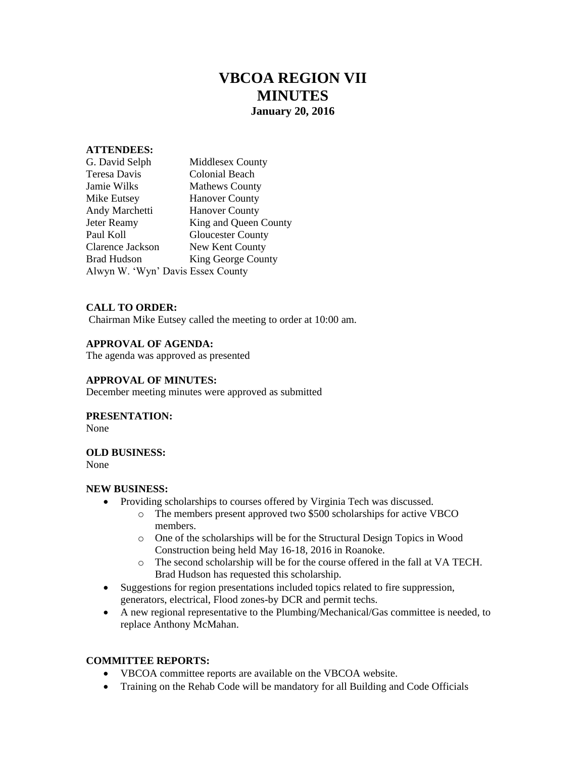# VBCOA REGION VII
# MINUTES
### January 20, 2016

**ATTENDEES:**

| | |
|---|---|
| G. David Selph | Middlesex County |
| Teresa Davis | Colonial Beach |
| Jamie Wilks | Mathews County |
| Mike Eutsey | Hanover County |
| Andy Marchetti | Hanover County |
| Jeter Reamy | King and Queen County |
| Paul Koll | Gloucester County |
| Clarence Jackson | New Kent County |
| Brad Hudson | King George County |
| Alwyn W. 'Wyn' Davis | Essex County |

**CALL TO ORDER:**
Chairman Mike Eutsey called the meeting to order at 10:00 am.

**APPROVAL OF AGENDA:**
The agenda was approved as presented

**APPROVAL OF MINUTES:**
December meeting minutes were approved as submitted

**PRESENTATION:**
None

**OLD BUSINESS:**
None

**NEW BUSINESS:**

- Providing scholarships to courses offered by Virginia Tech was discussed.
  - The members present approved two $500 scholarships for active VBCO members.
  - One of the scholarships will be for the Structural Design Topics in Wood Construction being held May 16-18, 2016 in Roanoke.
  - The second scholarship will be for the course offered in the fall at VA TECH. Brad Hudson has requested this scholarship.
- Suggestions for region presentations included topics related to fire suppression, generators, electrical, Flood zones-by DCR and permit techs.
- A new regional representative to the Plumbing/Mechanical/Gas committee is needed, to replace Anthony McMahan.

**COMMITTEE REPORTS:**

- VBCOA committee reports are available on the VBCOA website.
- Training on the Rehab Code will be mandatory for all Building and Code Officials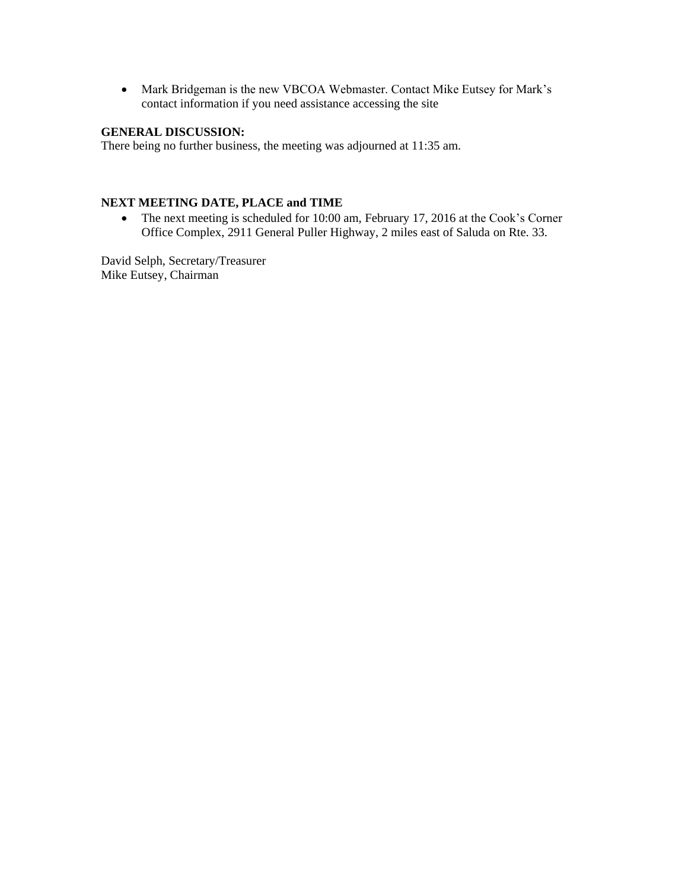- Mark Bridgeman is the new VBCOA Webmaster. Contact Mike Eutsey for Mark's contact information if you need assistance accessing the site

**GENERAL DISCUSSION:**
There being no further business, the meeting was adjourned at 11:35 am.

**NEXT MEETING DATE, PLACE and TIME**

- The next meeting is scheduled for 10:00 am, February 17, 2016 at the Cook's Corner Office Complex, 2911 General Puller Highway, 2 miles east of Saluda on Rte. 33.

David Selph, Secretary/Treasurer
Mike Eutsey, Chairman